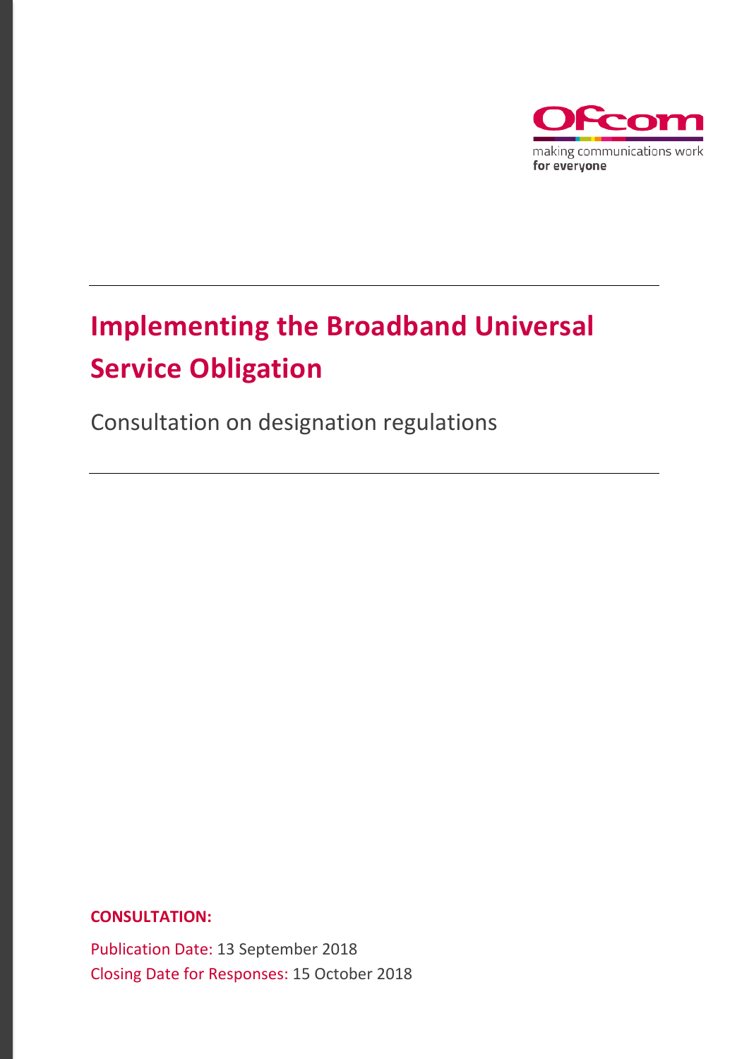making communications work
for everyone

# Implementing the Broadband Universal Service Obligation

Consultation on designation regulations

**CONSULTATION:**

Publication Date: 13 September 2018

Closing Date for Responses: 15 October 2018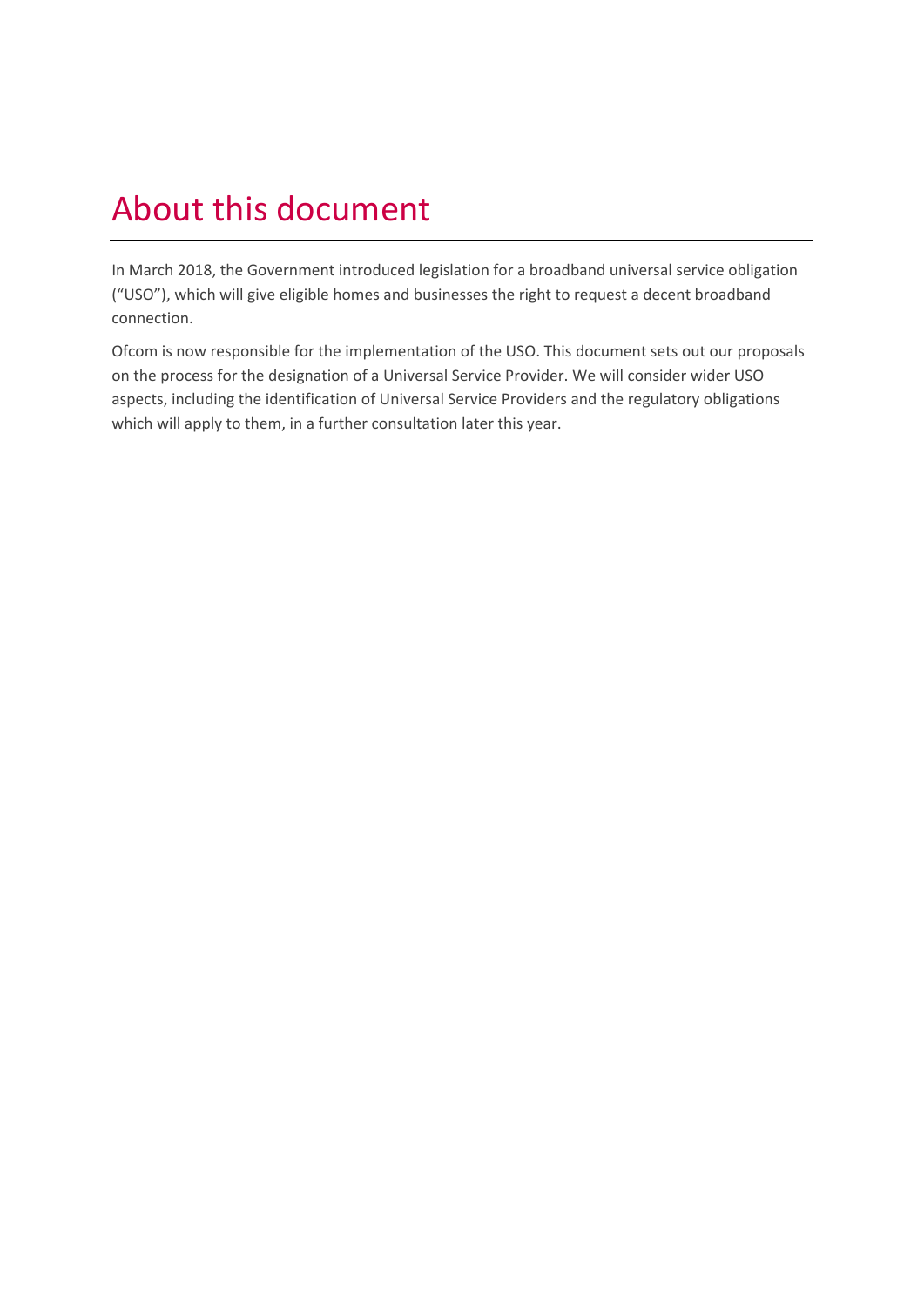# About this document

In March 2018, the Government introduced legislation for a broadband universal service obligation ("USO"), which will give eligible homes and businesses the right to request a decent broadband connection.

Ofcom is now responsible for the implementation of the USO. This document sets out our proposals on the process for the designation of a Universal Service Provider. We will consider wider USO aspects, including the identification of Universal Service Providers and the regulatory obligations which will apply to them, in a further consultation later this year.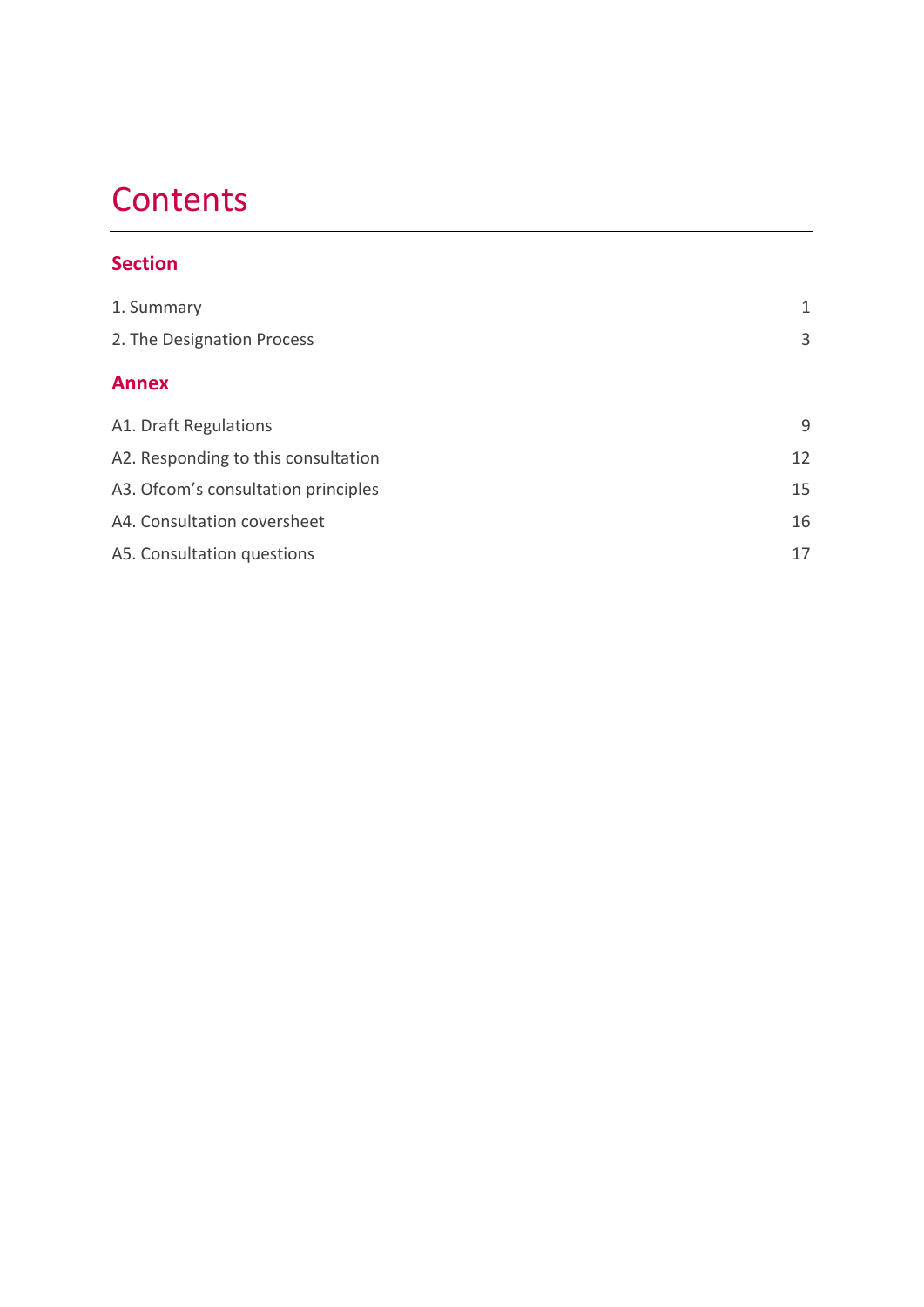# Contents

## Section

| | |
|---|---|
| 1. Summary | 1 |
| 2. The Designation Process | 3 |

## Annex

| | |
|---|---|
| A1. Draft Regulations | 9 |
| A2. Responding to this consultation | 12 |
| A3. Ofcom's consultation principles | 15 |
| A4. Consultation coversheet | 16 |
| A5. Consultation questions | 17 |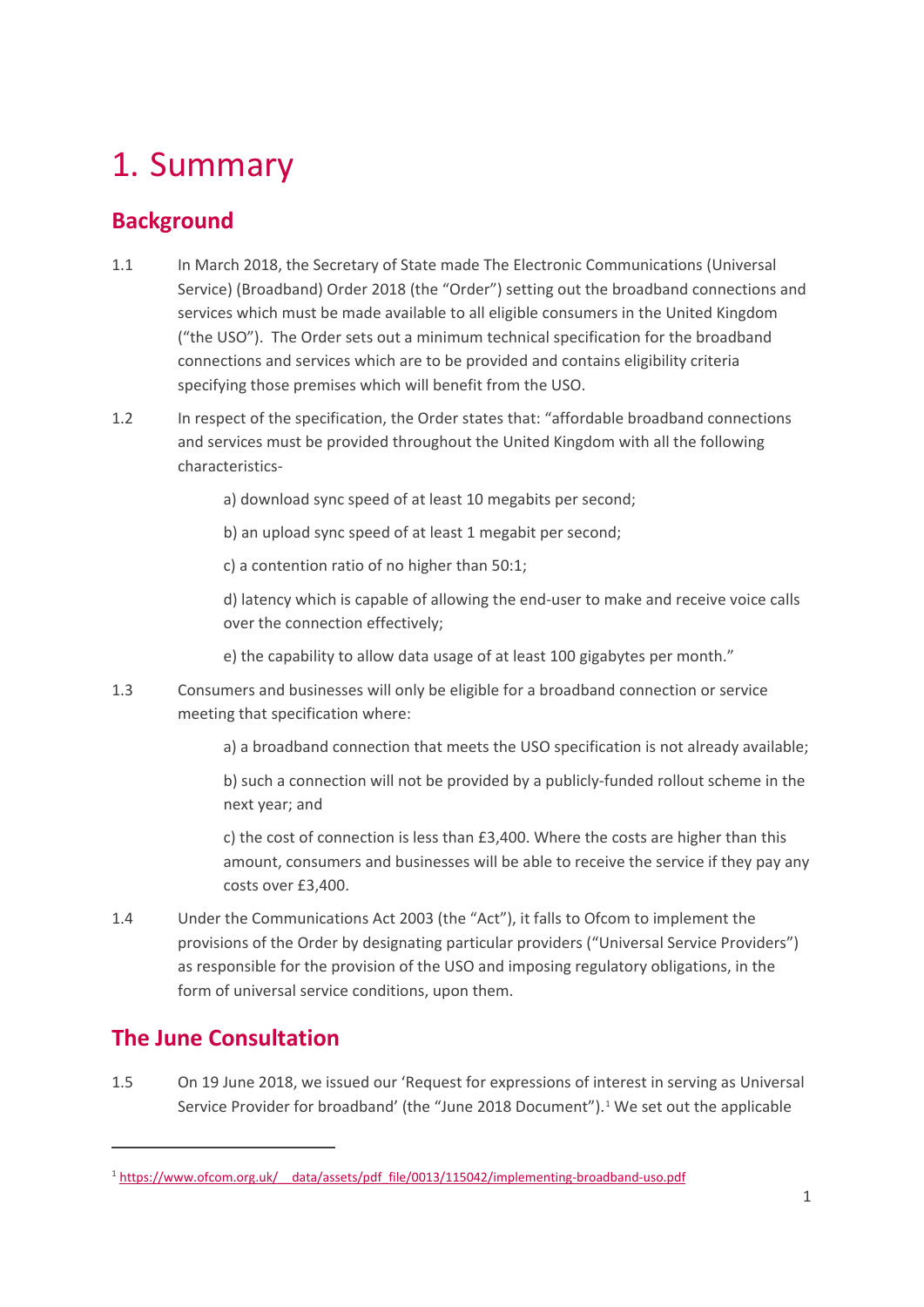# 1. Summary

## Background

1.1 In March 2018, the Secretary of State made The Electronic Communications (Universal Service) (Broadband) Order 2018 (the "Order") setting out the broadband connections and services which must be made available to all eligible consumers in the United Kingdom ("the USO"). The Order sets out a minimum technical specification for the broadband connections and services which are to be provided and contains eligibility criteria specifying those premises which will benefit from the USO.

1.2 In respect of the specification, the Order states that: "affordable broadband connections and services must be provided throughout the United Kingdom with all the following characteristics-

a) download sync speed of at least 10 megabits per second;

b) an upload sync speed of at least 1 megabit per second;

c) a contention ratio of no higher than 50:1;

d) latency which is capable of allowing the end-user to make and receive voice calls over the connection effectively;

e) the capability to allow data usage of at least 100 gigabytes per month."

1.3 Consumers and businesses will only be eligible for a broadband connection or service meeting that specification where:

a) a broadband connection that meets the USO specification is not already available;

b) such a connection will not be provided by a publicly-funded rollout scheme in the next year; and

c) the cost of connection is less than £3,400. Where the costs are higher than this amount, consumers and businesses will be able to receive the service if they pay any costs over £3,400.

1.4 Under the Communications Act 2003 (the "Act"), it falls to Ofcom to implement the provisions of the Order by designating particular providers ("Universal Service Providers") as responsible for the provision of the USO and imposing regulatory obligations, in the form of universal service conditions, upon them.

## The June Consultation

1.5 On 19 June 2018, we issued our 'Request for expressions of interest in serving as Universal Service Provider for broadband' (the "June 2018 Document").[1] We set out the applicable

[1] https://www.ofcom.org.uk/__data/assets/pdf_file/0013/115042/implementing-broadband-uso.pdf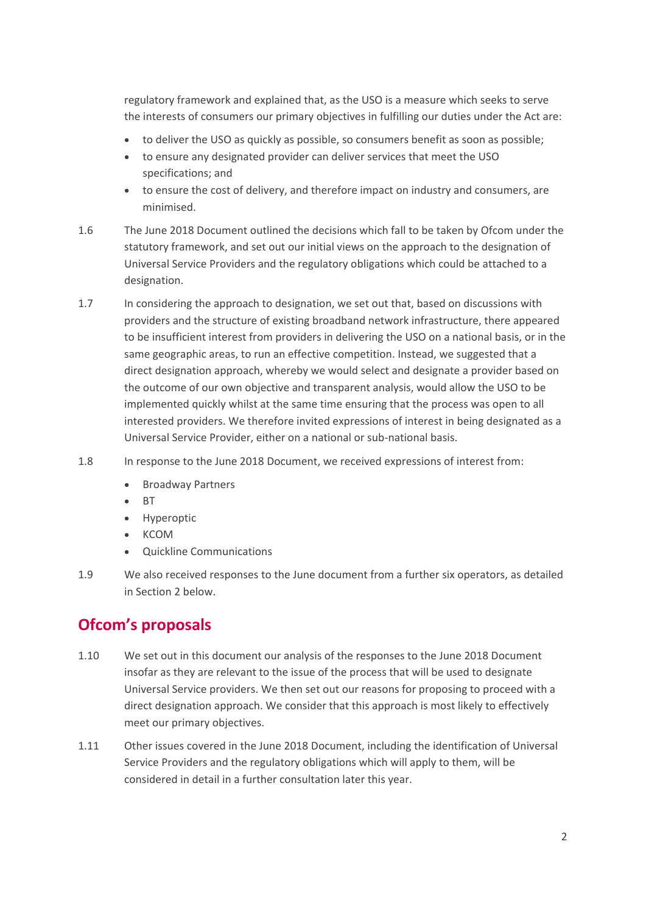regulatory framework and explained that, as the USO is a measure which seeks to serve the interests of consumers our primary objectives in fulfilling our duties under the Act are:

- to deliver the USO as quickly as possible, so consumers benefit as soon as possible;
- to ensure any designated provider can deliver services that meet the USO specifications; and
- to ensure the cost of delivery, and therefore impact on industry and consumers, are minimised.

1.6 The June 2018 Document outlined the decisions which fall to be taken by Ofcom under the statutory framework, and set out our initial views on the approach to the designation of Universal Service Providers and the regulatory obligations which could be attached to a designation.

1.7 In considering the approach to designation, we set out that, based on discussions with providers and the structure of existing broadband network infrastructure, there appeared to be insufficient interest from providers in delivering the USO on a national basis, or in the same geographic areas, to run an effective competition. Instead, we suggested that a direct designation approach, whereby we would select and designate a provider based on the outcome of our own objective and transparent analysis, would allow the USO to be implemented quickly whilst at the same time ensuring that the process was open to all interested providers. We therefore invited expressions of interest in being designated as a Universal Service Provider, either on a national or sub-national basis.

1.8 In response to the June 2018 Document, we received expressions of interest from:

- Broadway Partners
- BT
- Hyperoptic
- KCOM
- Quickline Communications

1.9 We also received responses to the June document from a further six operators, as detailed in Section 2 below.

## Ofcom's proposals

1.10 We set out in this document our analysis of the responses to the June 2018 Document insofar as they are relevant to the issue of the process that will be used to designate Universal Service providers. We then set out our reasons for proposing to proceed with a direct designation approach. We consider that this approach is most likely to effectively meet our primary objectives.

1.11 Other issues covered in the June 2018 Document, including the identification of Universal Service Providers and the regulatory obligations which will apply to them, will be considered in detail in a further consultation later this year.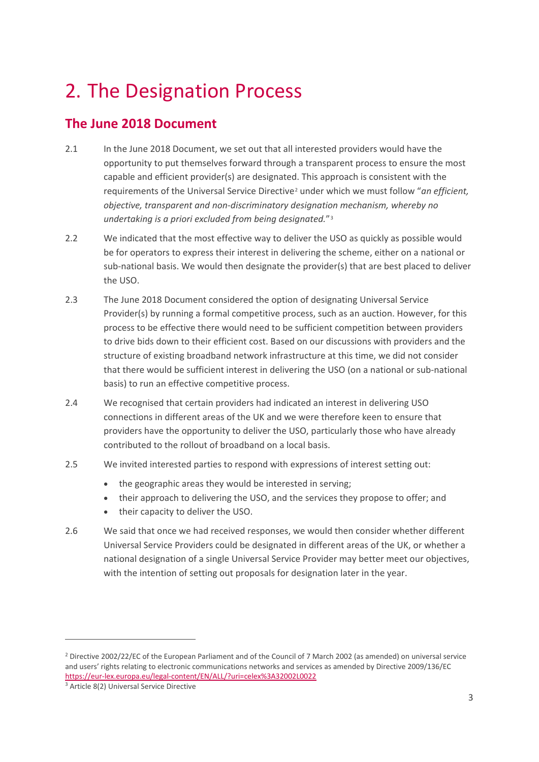# 2. The Designation Process

## The June 2018 Document

2.1 In the June 2018 Document, we set out that all interested providers would have the opportunity to put themselves forward through a transparent process to ensure the most capable and efficient provider(s) are designated. This approach is consistent with the requirements of the Universal Service Directive[2] under which we must follow "*an efficient, objective, transparent and non-discriminatory designation mechanism, whereby no undertaking is a priori excluded from being designated.*"[3]

2.2 We indicated that the most effective way to deliver the USO as quickly as possible would be for operators to express their interest in delivering the scheme, either on a national or sub-national basis. We would then designate the provider(s) that are best placed to deliver the USO.

2.3 The June 2018 Document considered the option of designating Universal Service Provider(s) by running a formal competitive process, such as an auction. However, for this process to be effective there would need to be sufficient competition between providers to drive bids down to their efficient cost. Based on our discussions with providers and the structure of existing broadband network infrastructure at this time, we did not consider that there would be sufficient interest in delivering the USO (on a national or sub-national basis) to run an effective competitive process.

2.4 We recognised that certain providers had indicated an interest in delivering USO connections in different areas of the UK and we were therefore keen to ensure that providers have the opportunity to deliver the USO, particularly those who have already contributed to the rollout of broadband on a local basis.

2.5 We invited interested parties to respond with expressions of interest setting out:

- the geographic areas they would be interested in serving;
- their approach to delivering the USO, and the services they propose to offer; and
- their capacity to deliver the USO.

2.6 We said that once we had received responses, we would then consider whether different Universal Service Providers could be designated in different areas of the UK, or whether a national designation of a single Universal Service Provider may better meet our objectives, with the intention of setting out proposals for designation later in the year.

---

[2] Directive 2002/22/EC of the European Parliament and of the Council of 7 March 2002 (as amended) on universal service and users' rights relating to electronic communications networks and services as amended by Directive 2009/136/EC https://eur-lex.europa.eu/legal-content/EN/ALL/?uri=celex%3A32002L0022

[3] Article 8(2) Universal Service Directive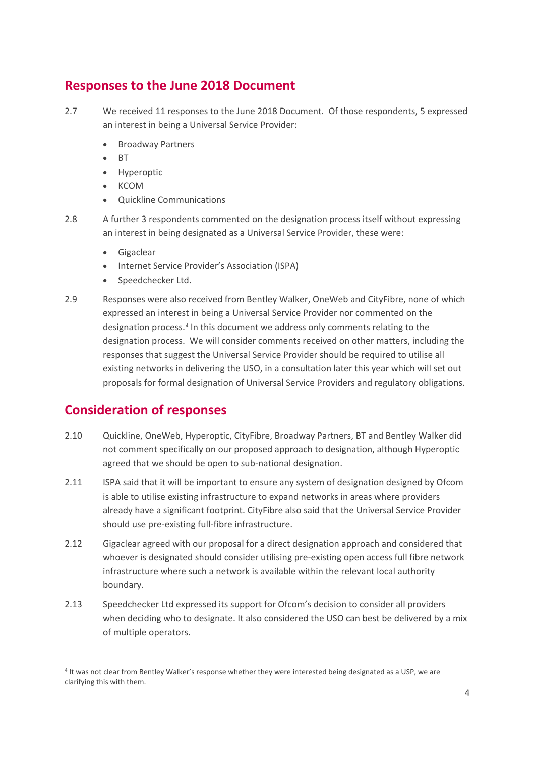## Responses to the June 2018 Document

2.7 We received 11 responses to the June 2018 Document. Of those respondents, 5 expressed an interest in being a Universal Service Provider:

- Broadway Partners
- BT
- Hyperoptic
- KCOM
- Quickline Communications

2.8 A further 3 respondents commented on the designation process itself without expressing an interest in being designated as a Universal Service Provider, these were:

- Gigaclear
- Internet Service Provider's Association (ISPA)
- Speedchecker Ltd.

2.9 Responses were also received from Bentley Walker, OneWeb and CityFibre, none of which expressed an interest in being a Universal Service Provider nor commented on the designation process.[4] In this document we address only comments relating to the designation process. We will consider comments received on other matters, including the responses that suggest the Universal Service Provider should be required to utilise all existing networks in delivering the USO, in a consultation later this year which will set out proposals for formal designation of Universal Service Providers and regulatory obligations.

## Consideration of responses

2.10 Quickline, OneWeb, Hyperoptic, CityFibre, Broadway Partners, BT and Bentley Walker did not comment specifically on our proposed approach to designation, although Hyperoptic agreed that we should be open to sub-national designation.

2.11 ISPA said that it will be important to ensure any system of designation designed by Ofcom is able to utilise existing infrastructure to expand networks in areas where providers already have a significant footprint. CityFibre also said that the Universal Service Provider should use pre-existing full-fibre infrastructure.

2.12 Gigaclear agreed with our proposal for a direct designation approach and considered that whoever is designated should consider utilising pre-existing open access full fibre network infrastructure where such a network is available within the relevant local authority boundary.

2.13 Speedchecker Ltd expressed its support for Ofcom's decision to consider all providers when deciding who to designate. It also considered the USO can best be delivered by a mix of multiple operators.

[4] It was not clear from Bentley Walker's response whether they were interested being designated as a USP, we are clarifying this with them.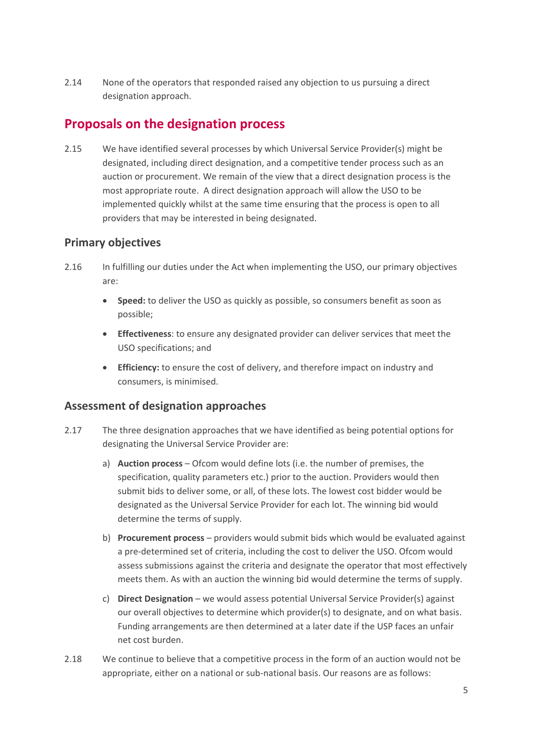2.14 None of the operators that responded raised any objection to us pursuing a direct designation approach.

## Proposals on the designation process

2.15 We have identified several processes by which Universal Service Provider(s) might be designated, including direct designation, and a competitive tender process such as an auction or procurement. We remain of the view that a direct designation process is the most appropriate route. A direct designation approach will allow the USO to be implemented quickly whilst at the same time ensuring that the process is open to all providers that may be interested in being designated.

### Primary objectives

2.16 In fulfilling our duties under the Act when implementing the USO, our primary objectives are:

- **Speed:** to deliver the USO as quickly as possible, so consumers benefit as soon as possible;
- **Effectiveness**: to ensure any designated provider can deliver services that meet the USO specifications; and
- **Efficiency:** to ensure the cost of delivery, and therefore impact on industry and consumers, is minimised.

### Assessment of designation approaches

2.17 The three designation approaches that we have identified as being potential options for designating the Universal Service Provider are:

a) **Auction process** – Ofcom would define lots (i.e. the number of premises, the specification, quality parameters etc.) prior to the auction. Providers would then submit bids to deliver some, or all, of these lots. The lowest cost bidder would be designated as the Universal Service Provider for each lot. The winning bid would determine the terms of supply.

b) **Procurement process** – providers would submit bids which would be evaluated against a pre-determined set of criteria, including the cost to deliver the USO. Ofcom would assess submissions against the criteria and designate the operator that most effectively meets them. As with an auction the winning bid would determine the terms of supply.

c) **Direct Designation** – we would assess potential Universal Service Provider(s) against our overall objectives to determine which provider(s) to designate, and on what basis. Funding arrangements are then determined at a later date if the USP faces an unfair net cost burden.

2.18 We continue to believe that a competitive process in the form of an auction would not be appropriate, either on a national or sub-national basis. Our reasons are as follows: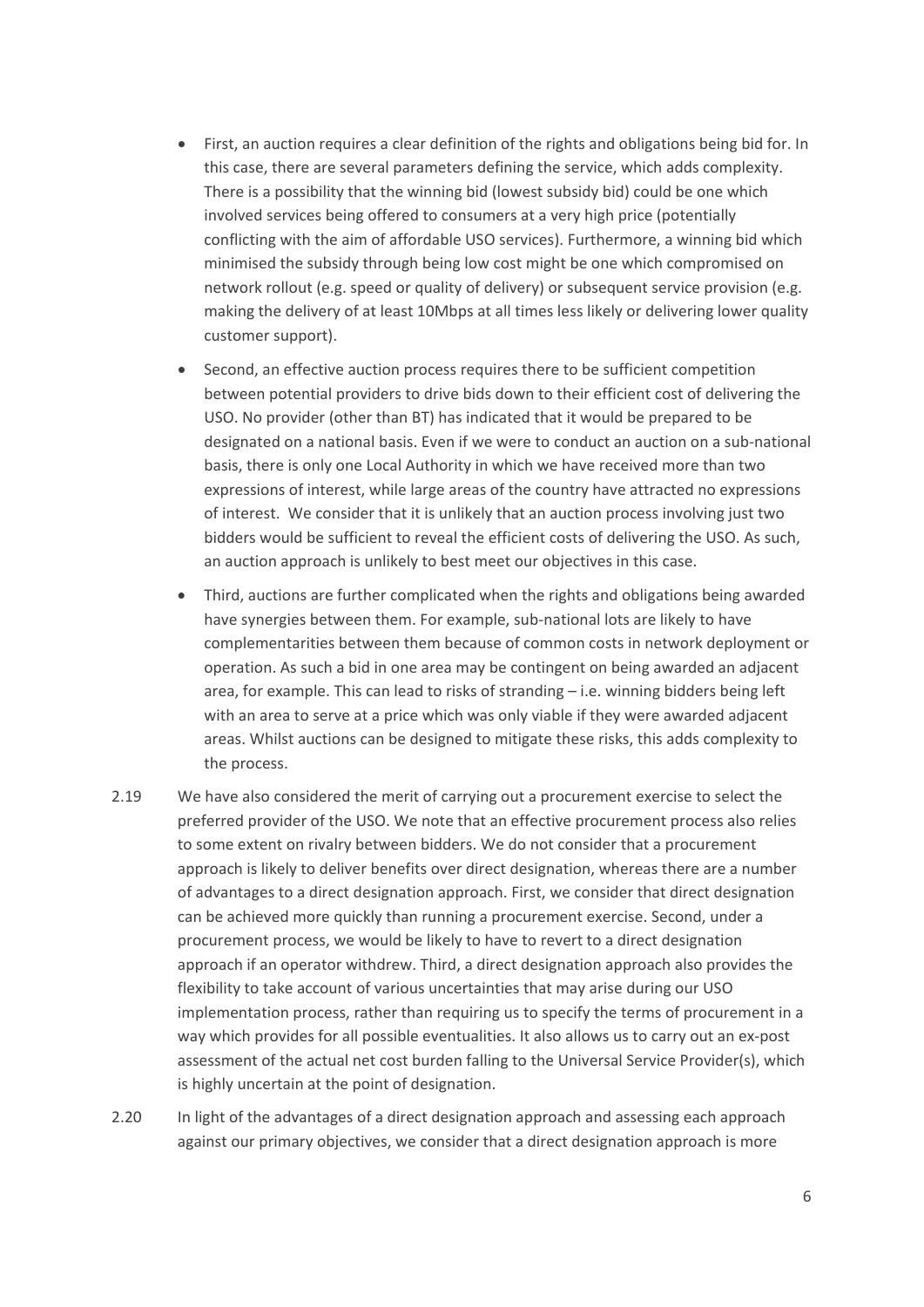- First, an auction requires a clear definition of the rights and obligations being bid for. In this case, there are several parameters defining the service, which adds complexity. There is a possibility that the winning bid (lowest subsidy bid) could be one which involved services being offered to consumers at a very high price (potentially conflicting with the aim of affordable USO services). Furthermore, a winning bid which minimised the subsidy through being low cost might be one which compromised on network rollout (e.g. speed or quality of delivery) or subsequent service provision (e.g. making the delivery of at least 10Mbps at all times less likely or delivering lower quality customer support).
- Second, an effective auction process requires there to be sufficient competition between potential providers to drive bids down to their efficient cost of delivering the USO. No provider (other than BT) has indicated that it would be prepared to be designated on a national basis. Even if we were to conduct an auction on a sub-national basis, there is only one Local Authority in which we have received more than two expressions of interest, while large areas of the country have attracted no expressions of interest. We consider that it is unlikely that an auction process involving just two bidders would be sufficient to reveal the efficient costs of delivering the USO. As such, an auction approach is unlikely to best meet our objectives in this case.
- Third, auctions are further complicated when the rights and obligations being awarded have synergies between them. For example, sub-national lots are likely to have complementarities between them because of common costs in network deployment or operation. As such a bid in one area may be contingent on being awarded an adjacent area, for example. This can lead to risks of stranding – i.e. winning bidders being left with an area to serve at a price which was only viable if they were awarded adjacent areas. Whilst auctions can be designed to mitigate these risks, this adds complexity to the process.

2.19 We have also considered the merit of carrying out a procurement exercise to select the preferred provider of the USO. We note that an effective procurement process also relies to some extent on rivalry between bidders. We do not consider that a procurement approach is likely to deliver benefits over direct designation, whereas there are a number of advantages to a direct designation approach. First, we consider that direct designation can be achieved more quickly than running a procurement exercise. Second, under a procurement process, we would be likely to have to revert to a direct designation approach if an operator withdrew. Third, a direct designation approach also provides the flexibility to take account of various uncertainties that may arise during our USO implementation process, rather than requiring us to specify the terms of procurement in a way which provides for all possible eventualities. It also allows us to carry out an ex-post assessment of the actual net cost burden falling to the Universal Service Provider(s), which is highly uncertain at the point of designation.

2.20 In light of the advantages of a direct designation approach and assessing each approach against our primary objectives, we consider that a direct designation approach is more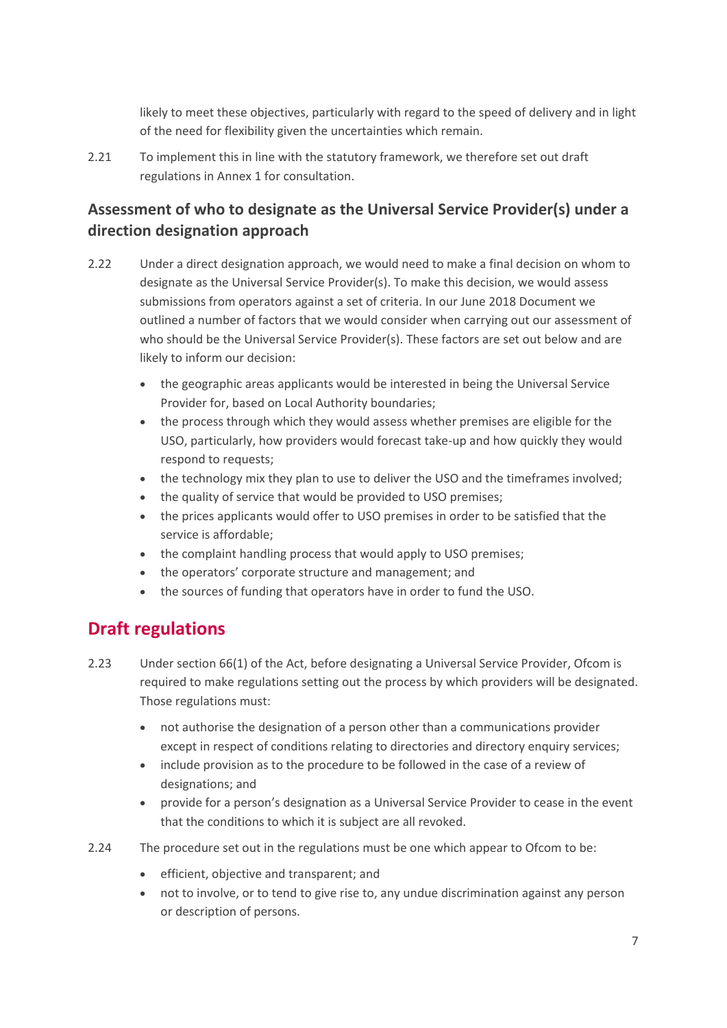likely to meet these objectives, particularly with regard to the speed of delivery and in light of the need for flexibility given the uncertainties which remain.

2.21 To implement this in line with the statutory framework, we therefore set out draft regulations in Annex 1 for consultation.

### Assessment of who to designate as the Universal Service Provider(s) under a direction designation approach

2.22 Under a direct designation approach, we would need to make a final decision on whom to designate as the Universal Service Provider(s). To make this decision, we would assess submissions from operators against a set of criteria. In our June 2018 Document we outlined a number of factors that we would consider when carrying out our assessment of who should be the Universal Service Provider(s). These factors are set out below and are likely to inform our decision:

- the geographic areas applicants would be interested in being the Universal Service Provider for, based on Local Authority boundaries;
- the process through which they would assess whether premises are eligible for the USO, particularly, how providers would forecast take-up and how quickly they would respond to requests;
- the technology mix they plan to use to deliver the USO and the timeframes involved;
- the quality of service that would be provided to USO premises;
- the prices applicants would offer to USO premises in order to be satisfied that the service is affordable;
- the complaint handling process that would apply to USO premises;
- the operators' corporate structure and management; and
- the sources of funding that operators have in order to fund the USO.

## Draft regulations

2.23 Under section 66(1) of the Act, before designating a Universal Service Provider, Ofcom is required to make regulations setting out the process by which providers will be designated. Those regulations must:

- not authorise the designation of a person other than a communications provider except in respect of conditions relating to directories and directory enquiry services;
- include provision as to the procedure to be followed in the case of a review of designations; and
- provide for a person's designation as a Universal Service Provider to cease in the event that the conditions to which it is subject are all revoked.

2.24 The procedure set out in the regulations must be one which appear to Ofcom to be:

- efficient, objective and transparent; and
- not to involve, or to tend to give rise to, any undue discrimination against any person or description of persons.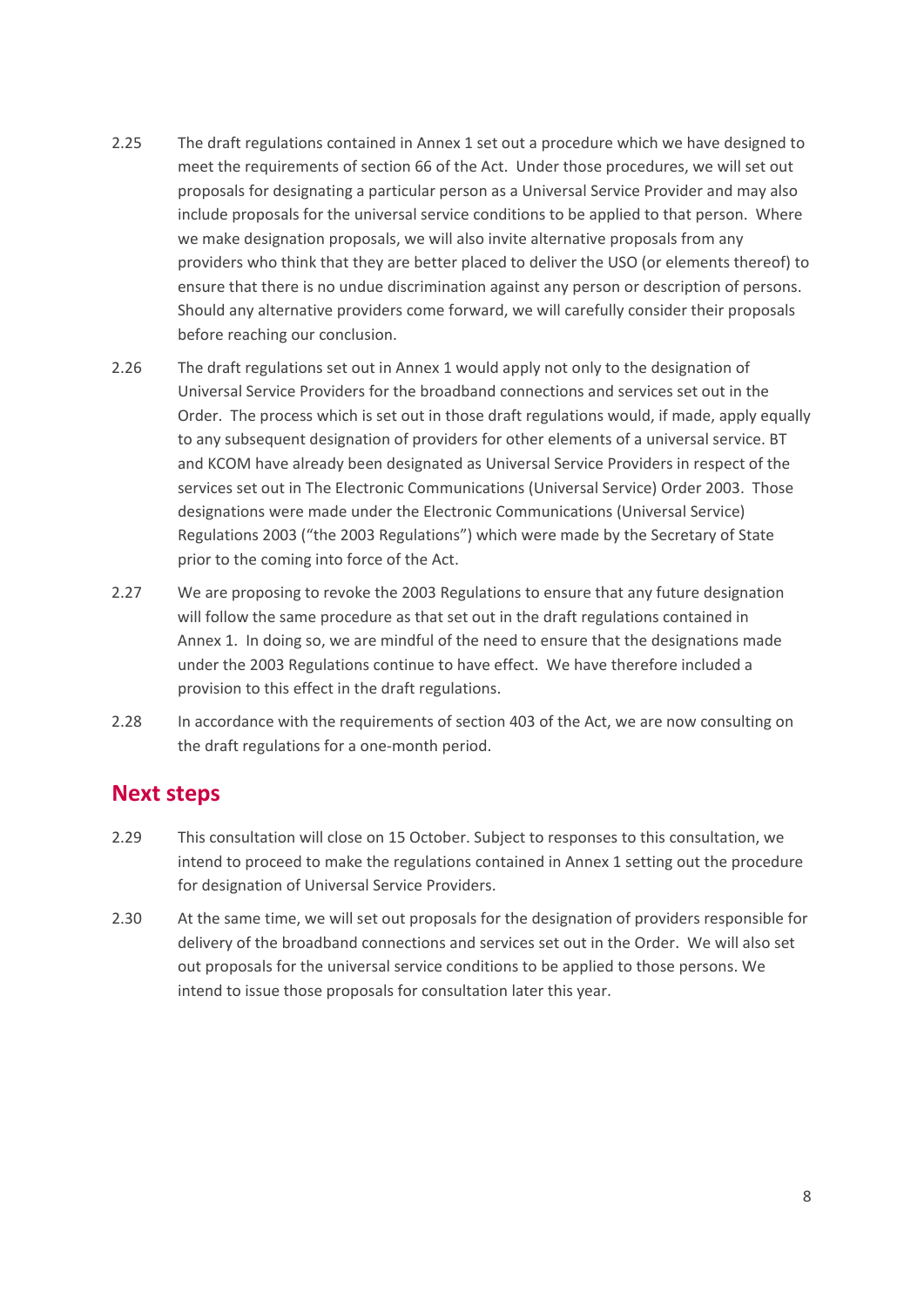2.25 The draft regulations contained in Annex 1 set out a procedure which we have designed to meet the requirements of section 66 of the Act. Under those procedures, we will set out proposals for designating a particular person as a Universal Service Provider and may also include proposals for the universal service conditions to be applied to that person. Where we make designation proposals, we will also invite alternative proposals from any providers who think that they are better placed to deliver the USO (or elements thereof) to ensure that there is no undue discrimination against any person or description of persons. Should any alternative providers come forward, we will carefully consider their proposals before reaching our conclusion.

2.26 The draft regulations set out in Annex 1 would apply not only to the designation of Universal Service Providers for the broadband connections and services set out in the Order. The process which is set out in those draft regulations would, if made, apply equally to any subsequent designation of providers for other elements of a universal service. BT and KCOM have already been designated as Universal Service Providers in respect of the services set out in The Electronic Communications (Universal Service) Order 2003. Those designations were made under the Electronic Communications (Universal Service) Regulations 2003 ("the 2003 Regulations") which were made by the Secretary of State prior to the coming into force of the Act.

2.27 We are proposing to revoke the 2003 Regulations to ensure that any future designation will follow the same procedure as that set out in the draft regulations contained in Annex 1. In doing so, we are mindful of the need to ensure that the designations made under the 2003 Regulations continue to have effect. We have therefore included a provision to this effect in the draft regulations.

2.28 In accordance with the requirements of section 403 of the Act, we are now consulting on the draft regulations for a one-month period.

## Next steps

2.29 This consultation will close on 15 October. Subject to responses to this consultation, we intend to proceed to make the regulations contained in Annex 1 setting out the procedure for designation of Universal Service Providers.

2.30 At the same time, we will set out proposals for the designation of providers responsible for delivery of the broadband connections and services set out in the Order. We will also set out proposals for the universal service conditions to be applied to those persons. We intend to issue those proposals for consultation later this year.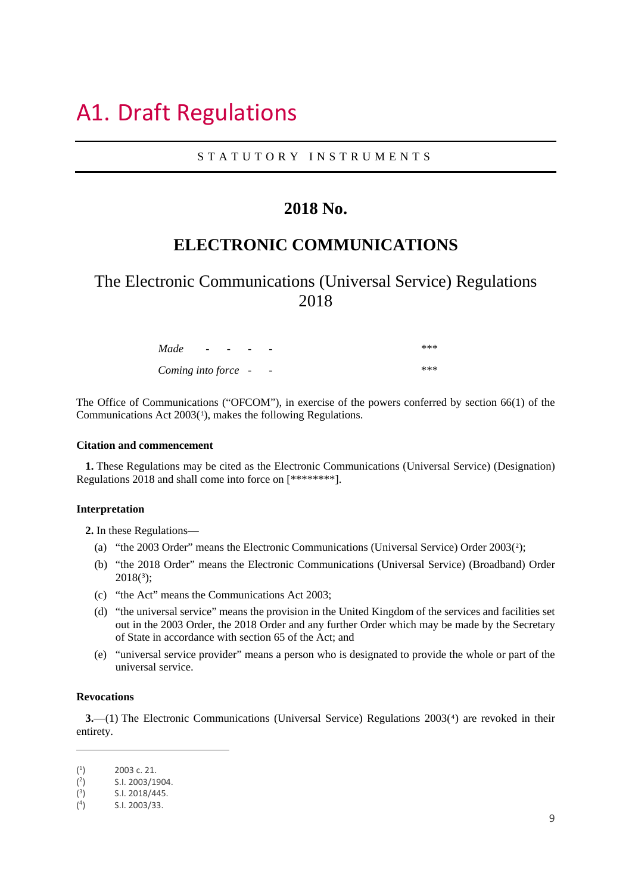# A1. Draft Regulations

STATUTORY INSTRUMENTS

## 2018 No.

## ELECTRONIC COMMUNICATIONS

## The Electronic Communications (Universal Service) Regulations 2018

*Made* - - - - - ***

*Coming into force* - - ***

The Office of Communications ("OFCOM"), in exercise of the powers conferred by section 66(1) of the Communications Act 2003([1]), makes the following Regulations.

**Citation and commencement**

**1.** These Regulations may be cited as the Electronic Communications (Universal Service) (Designation) Regulations 2018 and shall come into force on [********].

**Interpretation**

**2.** In these Regulations—

(a) "the 2003 Order" means the Electronic Communications (Universal Service) Order 2003([2]);

(b) "the 2018 Order" means the Electronic Communications (Universal Service) (Broadband) Order 2018([3]);

(c) "the Act" means the Communications Act 2003;

(d) "the universal service" means the provision in the United Kingdom of the services and facilities set out in the 2003 Order, the 2018 Order and any further Order which may be made by the Secretary of State in accordance with section 65 of the Act; and

(e) "universal service provider" means a person who is designated to provide the whole or part of the universal service.

**Revocations**

**3.**—(1) The Electronic Communications (Universal Service) Regulations 2003([4]) are revoked in their entirety.

---

([1]) 2003 c. 21.
([2]) S.I. 2003/1904.
([3]) S.I. 2018/445.
([4]) S.I. 2003/33.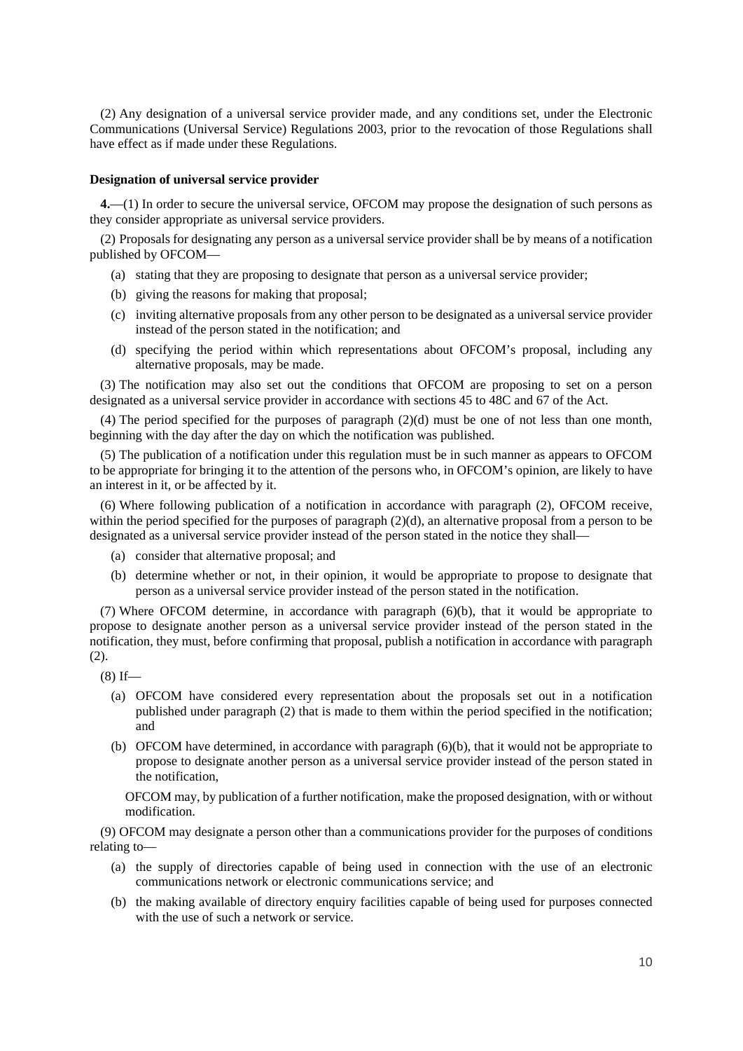(2) Any designation of a universal service provider made, and any conditions set, under the Electronic Communications (Universal Service) Regulations 2003, prior to the revocation of those Regulations shall have effect as if made under these Regulations.

**Designation of universal service provider**

**4.**—(1) In order to secure the universal service, OFCOM may propose the designation of such persons as they consider appropriate as universal service providers.

(2) Proposals for designating any person as a universal service provider shall be by means of a notification published by OFCOM—

- (a) stating that they are proposing to designate that person as a universal service provider;
- (b) giving the reasons for making that proposal;
- (c) inviting alternative proposals from any other person to be designated as a universal service provider instead of the person stated in the notification; and
- (d) specifying the period within which representations about OFCOM's proposal, including any alternative proposals, may be made.

(3) The notification may also set out the conditions that OFCOM are proposing to set on a person designated as a universal service provider in accordance with sections 45 to 48C and 67 of the Act.

(4) The period specified for the purposes of paragraph (2)(d) must be one of not less than one month, beginning with the day after the day on which the notification was published.

(5) The publication of a notification under this regulation must be in such manner as appears to OFCOM to be appropriate for bringing it to the attention of the persons who, in OFCOM's opinion, are likely to have an interest in it, or be affected by it.

(6) Where following publication of a notification in accordance with paragraph (2), OFCOM receive, within the period specified for the purposes of paragraph (2)(d), an alternative proposal from a person to be designated as a universal service provider instead of the person stated in the notice they shall—

- (a) consider that alternative proposal; and
- (b) determine whether or not, in their opinion, it would be appropriate to propose to designate that person as a universal service provider instead of the person stated in the notification.

(7) Where OFCOM determine, in accordance with paragraph (6)(b), that it would be appropriate to propose to designate another person as a universal service provider instead of the person stated in the notification, they must, before confirming that proposal, publish a notification in accordance with paragraph (2).

(8) If—

- (a) OFCOM have considered every representation about the proposals set out in a notification published under paragraph (2) that is made to them within the period specified in the notification; and
- (b) OFCOM have determined, in accordance with paragraph (6)(b), that it would not be appropriate to propose to designate another person as a universal service provider instead of the person stated in the notification,

OFCOM may, by publication of a further notification, make the proposed designation, with or without modification.

(9) OFCOM may designate a person other than a communications provider for the purposes of conditions relating to—

- (a) the supply of directories capable of being used in connection with the use of an electronic communications network or electronic communications service; and
- (b) the making available of directory enquiry facilities capable of being used for purposes connected with the use of such a network or service.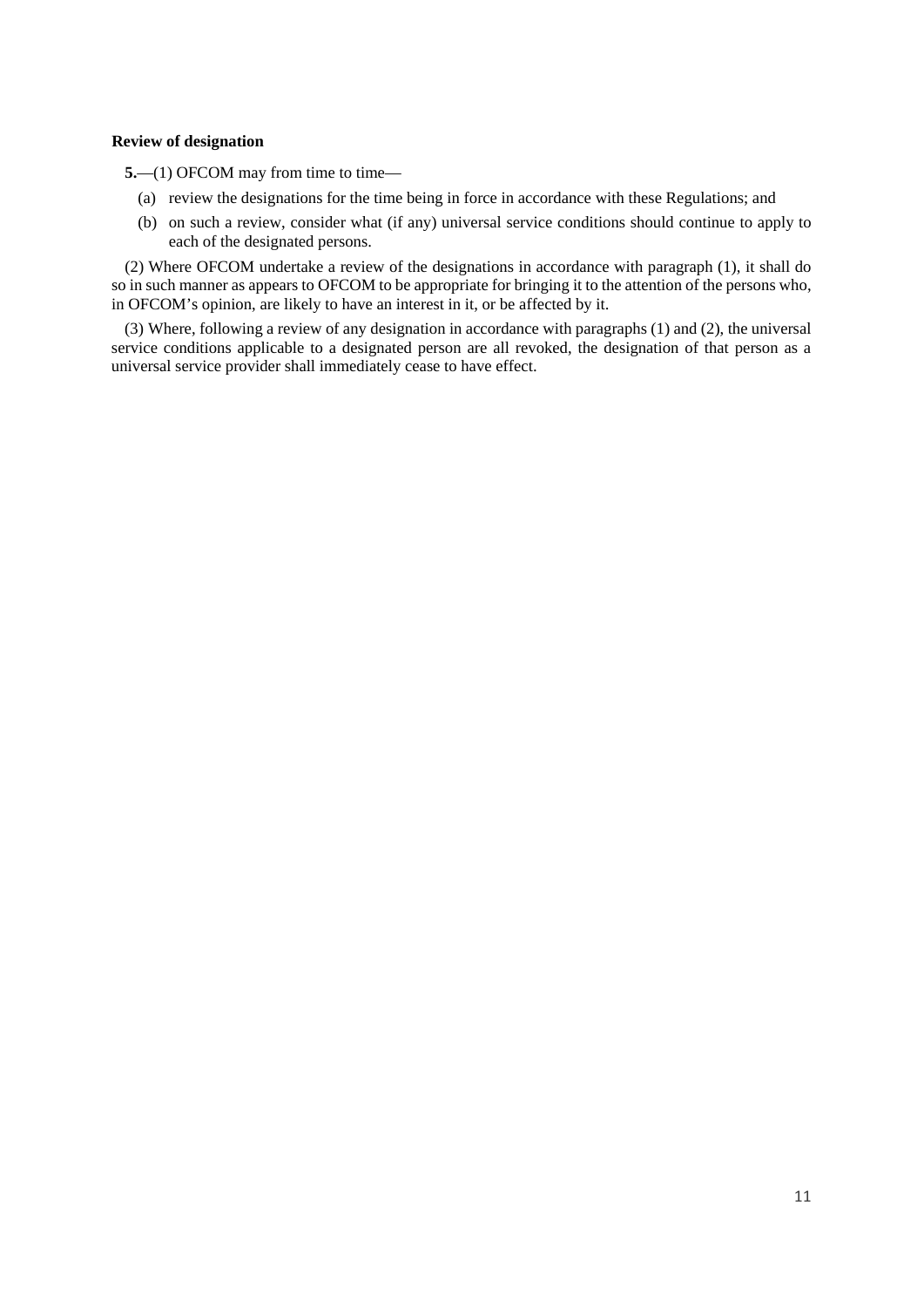**Review of designation**

**5.**—(1) OFCOM may from time to time—

(a) review the designations for the time being in force in accordance with these Regulations; and

(b) on such a review, consider what (if any) universal service conditions should continue to apply to each of the designated persons.

(2) Where OFCOM undertake a review of the designations in accordance with paragraph (1), it shall do so in such manner as appears to OFCOM to be appropriate for bringing it to the attention of the persons who, in OFCOM's opinion, are likely to have an interest in it, or be affected by it.

(3) Where, following a review of any designation in accordance with paragraphs (1) and (2), the universal service conditions applicable to a designated person are all revoked, the designation of that person as a universal service provider shall immediately cease to have effect.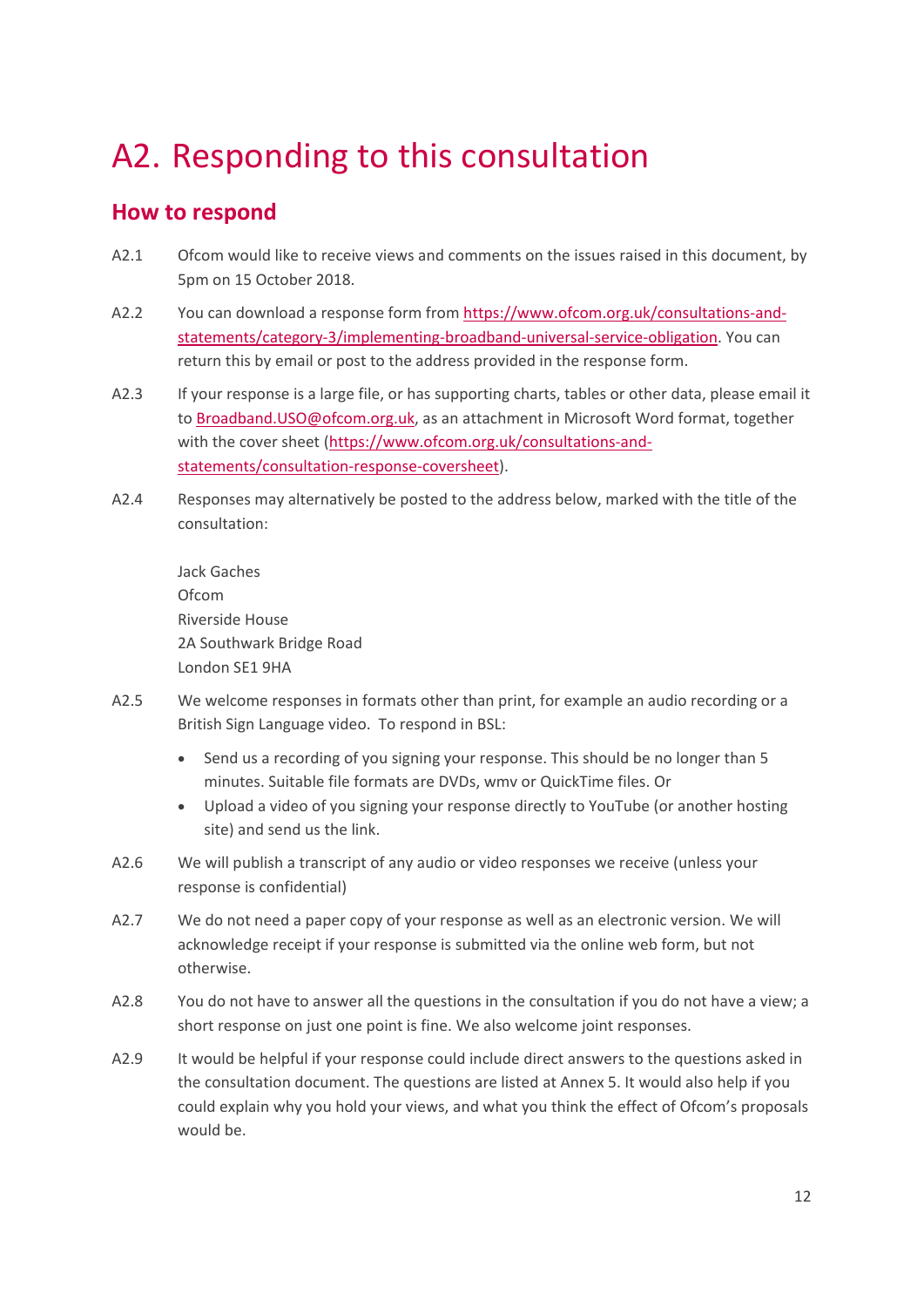# A2. Responding to this consultation

## How to respond

A2.1 Ofcom would like to receive views and comments on the issues raised in this document, by 5pm on 15 October 2018.

A2.2 You can download a response form from https://www.ofcom.org.uk/consultations-and-statements/category-3/implementing-broadband-universal-service-obligation. You can return this by email or post to the address provided in the response form.

A2.3 If your response is a large file, or has supporting charts, tables or other data, please email it to Broadband.USO@ofcom.org.uk, as an attachment in Microsoft Word format, together with the cover sheet (https://www.ofcom.org.uk/consultations-and-statements/consultation-response-coversheet).

A2.4 Responses may alternatively be posted to the address below, marked with the title of the consultation:

Jack Gaches
Ofcom
Riverside House
2A Southwark Bridge Road
London SE1 9HA

A2.5 We welcome responses in formats other than print, for example an audio recording or a British Sign Language video. To respond in BSL:

- Send us a recording of you signing your response. This should be no longer than 5 minutes. Suitable file formats are DVDs, wmv or QuickTime files. Or
- Upload a video of you signing your response directly to YouTube (or another hosting site) and send us the link.

A2.6 We will publish a transcript of any audio or video responses we receive (unless your response is confidential)

A2.7 We do not need a paper copy of your response as well as an electronic version. We will acknowledge receipt if your response is submitted via the online web form, but not otherwise.

A2.8 You do not have to answer all the questions in the consultation if you do not have a view; a short response on just one point is fine. We also welcome joint responses.

A2.9 It would be helpful if your response could include direct answers to the questions asked in the consultation document. The questions are listed at Annex 5. It would also help if you could explain why you hold your views, and what you think the effect of Ofcom's proposals would be.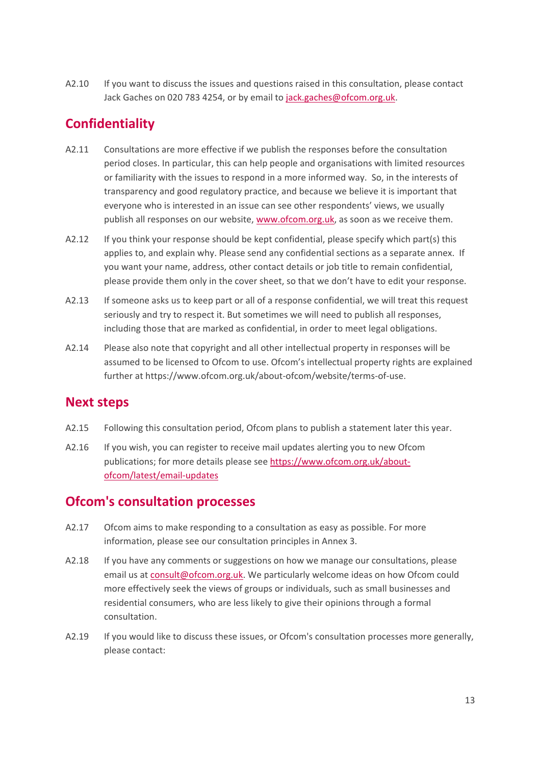A2.10 If you want to discuss the issues and questions raised in this consultation, please contact Jack Gaches on 020 783 4254, or by email to jack.gaches@ofcom.org.uk.

## Confidentiality

A2.11 Consultations are more effective if we publish the responses before the consultation period closes. In particular, this can help people and organisations with limited resources or familiarity with the issues to respond in a more informed way. So, in the interests of transparency and good regulatory practice, and because we believe it is important that everyone who is interested in an issue can see other respondents' views, we usually publish all responses on our website, www.ofcom.org.uk, as soon as we receive them.

A2.12 If you think your response should be kept confidential, please specify which part(s) this applies to, and explain why. Please send any confidential sections as a separate annex. If you want your name, address, other contact details or job title to remain confidential, please provide them only in the cover sheet, so that we don't have to edit your response.

A2.13 If someone asks us to keep part or all of a response confidential, we will treat this request seriously and try to respect it. But sometimes we will need to publish all responses, including those that are marked as confidential, in order to meet legal obligations.

A2.14 Please also note that copyright and all other intellectual property in responses will be assumed to be licensed to Ofcom to use. Ofcom's intellectual property rights are explained further at https://www.ofcom.org.uk/about-ofcom/website/terms-of-use.

## Next steps

A2.15 Following this consultation period, Ofcom plans to publish a statement later this year.

A2.16 If you wish, you can register to receive mail updates alerting you to new Ofcom publications; for more details please see https://www.ofcom.org.uk/about-ofcom/latest/email-updates

## Ofcom's consultation processes

A2.17 Ofcom aims to make responding to a consultation as easy as possible. For more information, please see our consultation principles in Annex 3.

A2.18 If you have any comments or suggestions on how we manage our consultations, please email us at consult@ofcom.org.uk. We particularly welcome ideas on how Ofcom could more effectively seek the views of groups or individuals, such as small businesses and residential consumers, who are less likely to give their opinions through a formal consultation.

A2.19 If you would like to discuss these issues, or Ofcom's consultation processes more generally, please contact: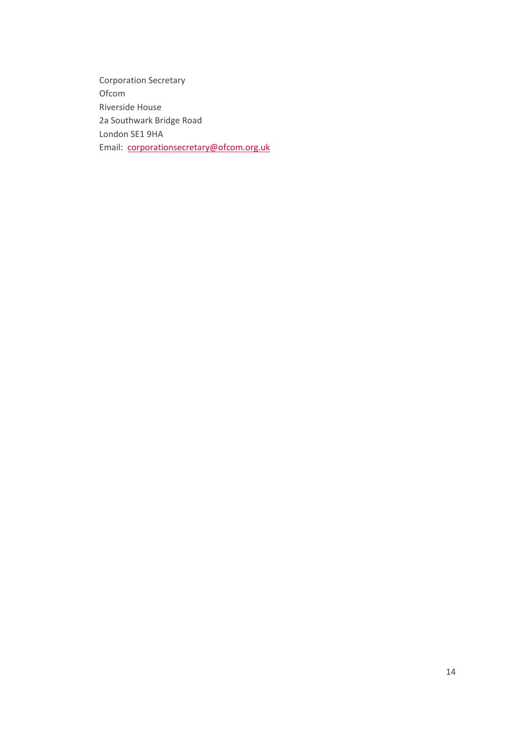Corporation Secretary
Ofcom
Riverside House
2a Southwark Bridge Road
London SE1 9HA
Email: corporationsecretary@ofcom.org.uk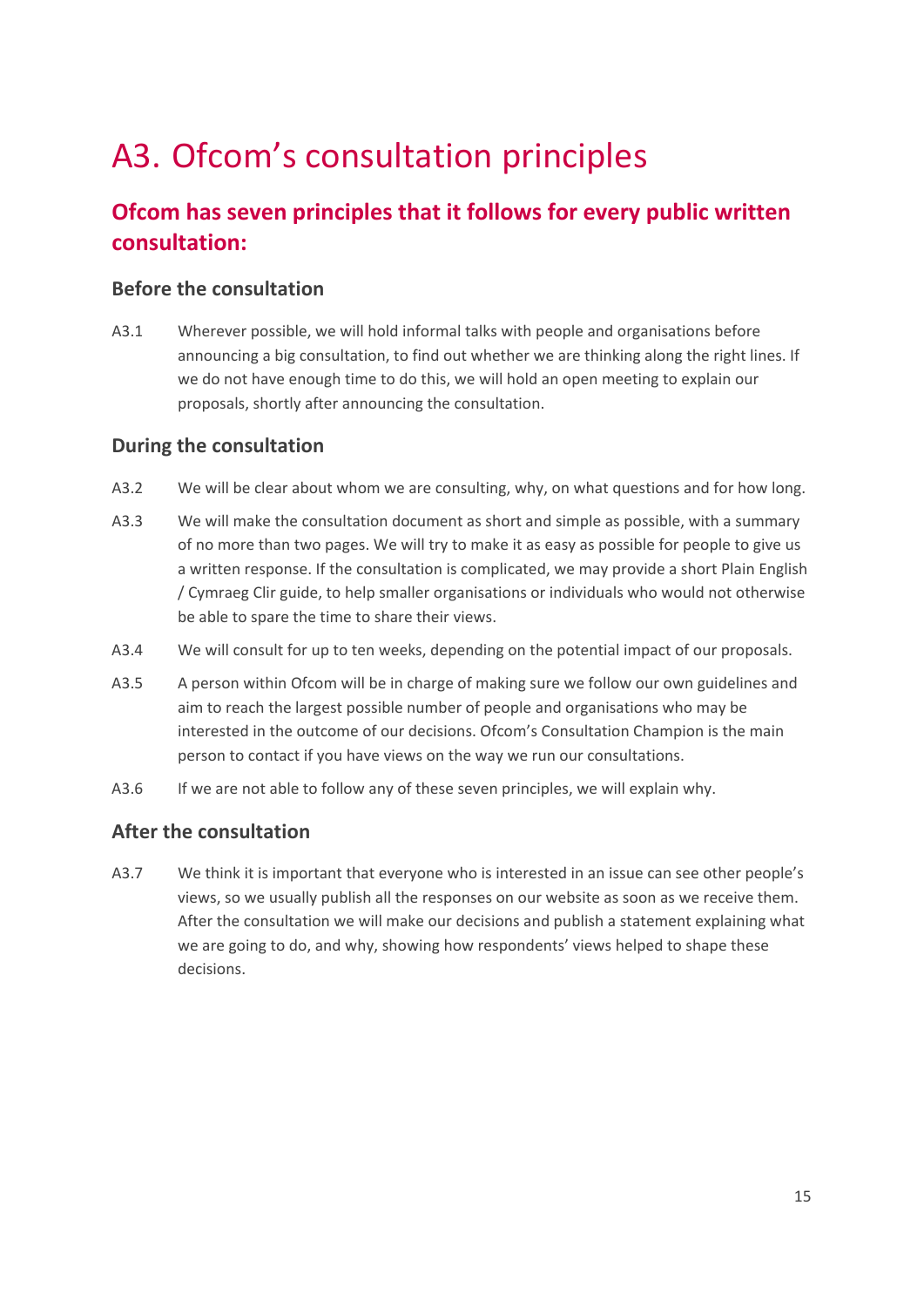# A3. Ofcom's consultation principles

## Ofcom has seven principles that it follows for every public written consultation:

### Before the consultation

A3.1 Wherever possible, we will hold informal talks with people and organisations before announcing a big consultation, to find out whether we are thinking along the right lines. If we do not have enough time to do this, we will hold an open meeting to explain our proposals, shortly after announcing the consultation.

### During the consultation

A3.2 We will be clear about whom we are consulting, why, on what questions and for how long.

A3.3 We will make the consultation document as short and simple as possible, with a summary of no more than two pages. We will try to make it as easy as possible for people to give us a written response. If the consultation is complicated, we may provide a short Plain English / Cymraeg Clir guide, to help smaller organisations or individuals who would not otherwise be able to spare the time to share their views.

A3.4 We will consult for up to ten weeks, depending on the potential impact of our proposals.

A3.5 A person within Ofcom will be in charge of making sure we follow our own guidelines and aim to reach the largest possible number of people and organisations who may be interested in the outcome of our decisions. Ofcom's Consultation Champion is the main person to contact if you have views on the way we run our consultations.

A3.6 If we are not able to follow any of these seven principles, we will explain why.

### After the consultation

A3.7 We think it is important that everyone who is interested in an issue can see other people's views, so we usually publish all the responses on our website as soon as we receive them. After the consultation we will make our decisions and publish a statement explaining what we are going to do, and why, showing how respondents' views helped to shape these decisions.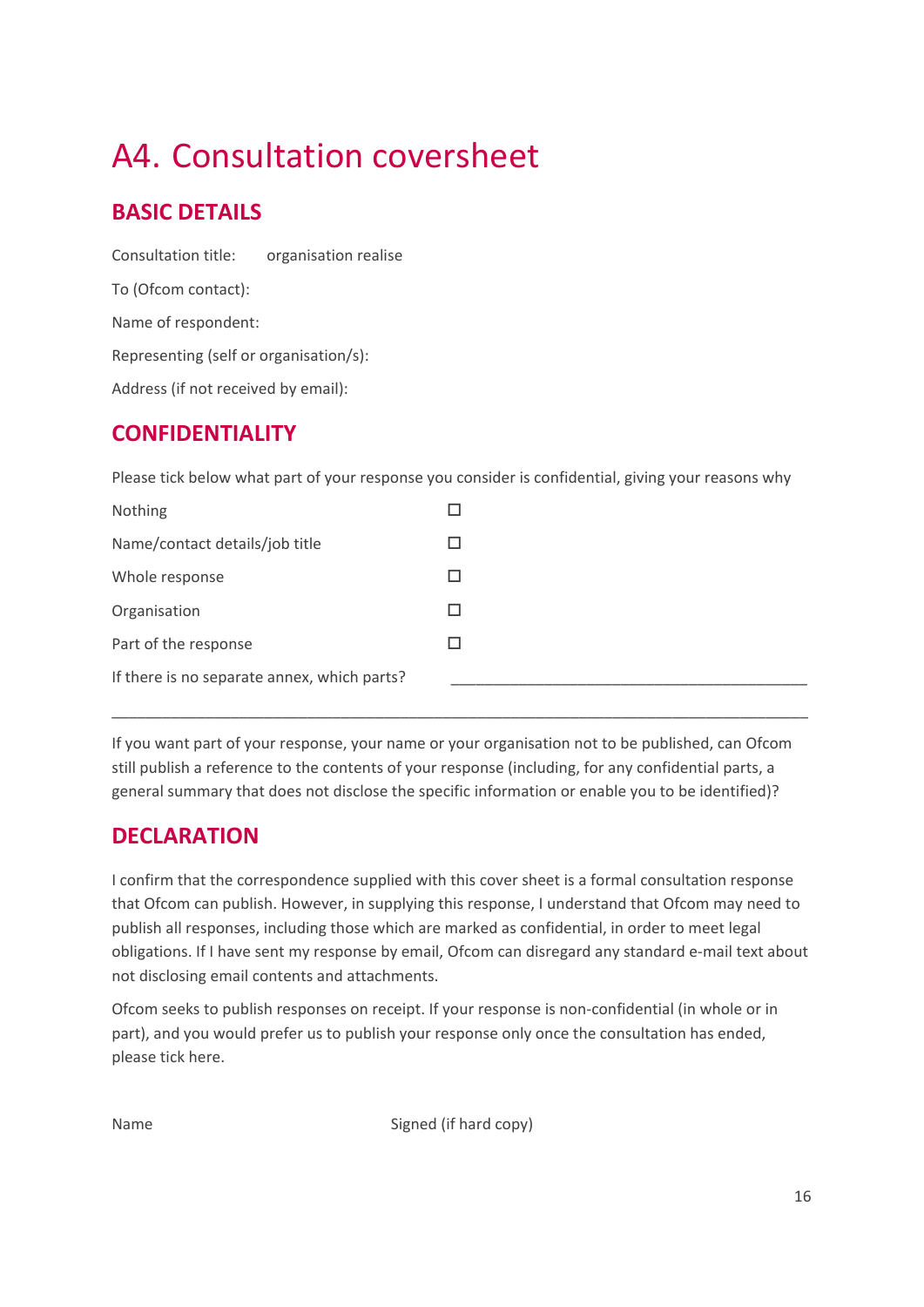# A4. Consultation coversheet

## BASIC DETAILS

Consultation title: organisation realise

To (Ofcom contact):

Name of respondent:

Representing (self or organisation/s):

Address (if not received by email):

## CONFIDENTIALITY

Please tick below what part of your response you consider is confidential, giving your reasons why

| | |
|---|---|
| Nothing | ☐ |
| Name/contact details/job title | ☐ |
| Whole response | ☐ |
| Organisation | ☐ |
| Part of the response | ☐ |
| If there is no separate annex, which parts? | ___________________________________________ |

___________________________________________________________________________________

If you want part of your response, your name or your organisation not to be published, can Ofcom still publish a reference to the contents of your response (including, for any confidential parts, a general summary that does not disclose the specific information or enable you to be identified)?

## DECLARATION

I confirm that the correspondence supplied with this cover sheet is a formal consultation response that Ofcom can publish. However, in supplying this response, I understand that Ofcom may need to publish all responses, including those which are marked as confidential, in order to meet legal obligations. If I have sent my response by email, Ofcom can disregard any standard e-mail text about not disclosing email contents and attachments.

Ofcom seeks to publish responses on receipt. If your response is non-confidential (in whole or in part), and you would prefer us to publish your response only once the consultation has ended, please tick here.

Name Signed (if hard copy)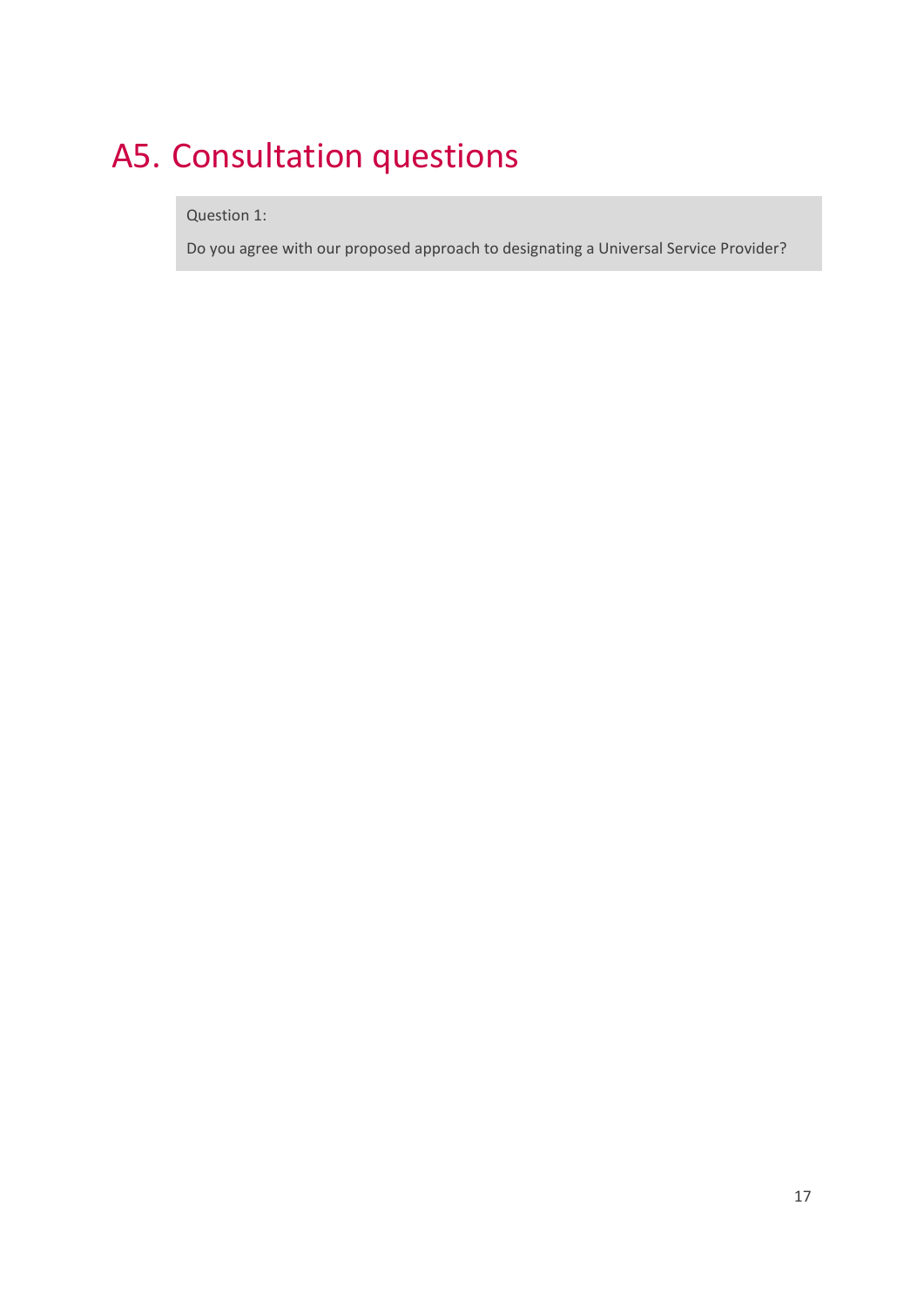# A5. Consultation questions

> Question 1:
>
> Do you agree with our proposed approach to designating a Universal Service Provider?